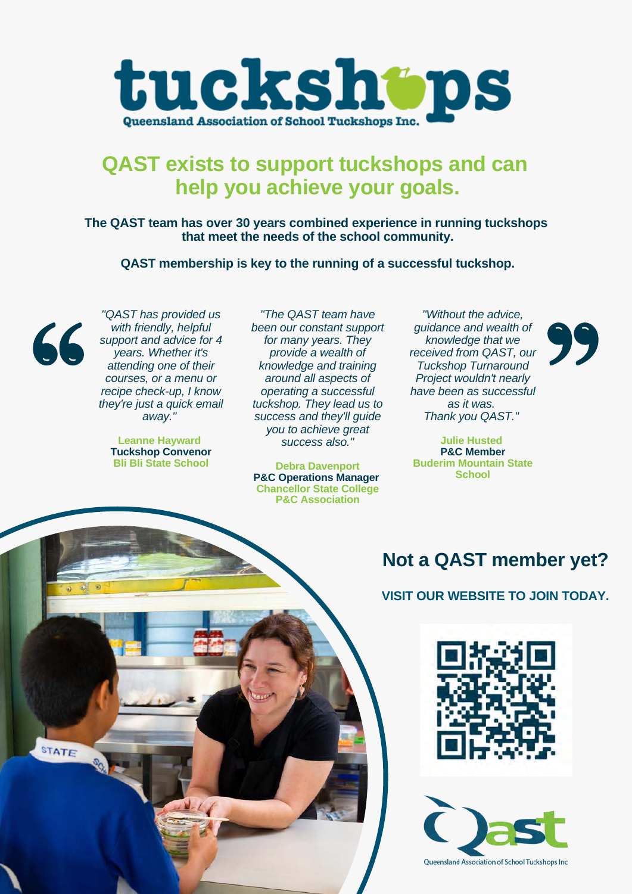# tuckshops

Queensland Association of School Tuckshops Inc.

## QAST exists to support tuckshops and can help you achieve your goals.

**The QAST team has over 30 years combined experience in running tuckshops that meet the needs of the school community.**

**QAST membership is key to the running of a successful tuckshop.**

*"QAST has provided us with friendly, helpful support and advice for 4 years. Whether it's attending one of their courses, or a menu or recipe check-up, I know they're just a quick email away."*

**Leanne Hayward**
**Tuckshop Convenor**
**Bli Bli State School**

*"The QAST team have been our constant support for many years. They provide a wealth of knowledge and training around all aspects of operating a successful tuckshop. They lead us to success and they'll guide you to achieve great success also."*

**Debra Davenport**
**P&C Operations Manager**
**Chancellor State College P&C Association**

*"Without the advice, guidance and wealth of knowledge that we received from QAST, our Tuckshop Turnaround Project wouldn't nearly have been as successful as it was. Thank you QAST."*

**Julie Husted**
**P&C Member**
**Buderim Mountain State School**

## Not a QAST member yet?

**VISIT OUR WEBSITE TO JOIN TODAY.**

Qast

Queensland Association of School Tuckshops Inc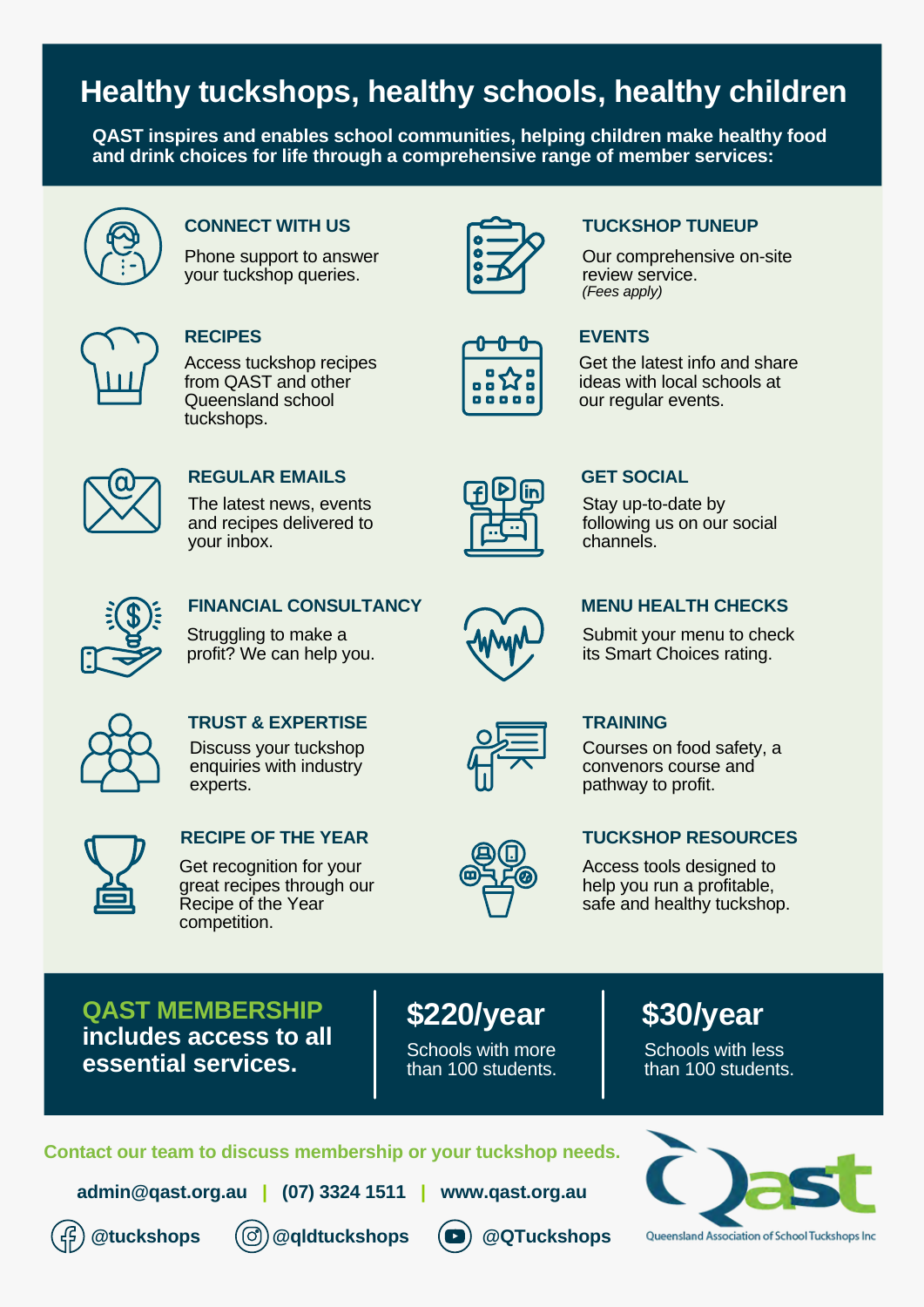# Healthy tuckshops, healthy schools, healthy children

**QAST inspires and enables school communities, helping children make healthy food and drink choices for life through a comprehensive range of member services:**

### CONNECT WITH US

Phone support to answer your tuckshop queries.

### RECIPES

Access tuckshop recipes from QAST and other Queensland school tuckshops.

### REGULAR EMAILS

The latest news, events and recipes delivered to your inbox.

### FINANCIAL CONSULTANCY

Struggling to make a profit? We can help you.

### TRUST & EXPERTISE

Discuss your tuckshop enquiries with industry experts.

### RECIPE OF THE YEAR

Get recognition for your great recipes through our Recipe of the Year competition.

### TUCKSHOP TUNEUP

Our comprehensive on-site review service.
*(Fees apply)*

### EVENTS

Get the latest info and share ideas with local schools at our regular events.

### GET SOCIAL

Stay up-to-date by following us on our social channels.

### MENU HEALTH CHECKS

Submit your menu to check its Smart Choices rating.

### TRAINING

Courses on food safety, a convenors course and pathway to profit.

### TUCKSHOP RESOURCES

Access tools designed to help you run a profitable, safe and healthy tuckshop.

**QAST MEMBERSHIP includes access to all essential services.**

**$220/year**
Schools with more than 100 students.

**$30/year**
Schools with less than 100 students.

**Contact our team to discuss membership or your tuckshop needs.**

**admin@qast.org.au | (07) 3324 1511 | www.qast.org.au**

**@tuckshops** **@qldtuckshops** **@QTuckshops**

Qast
Queensland Association of School Tuckshops Inc